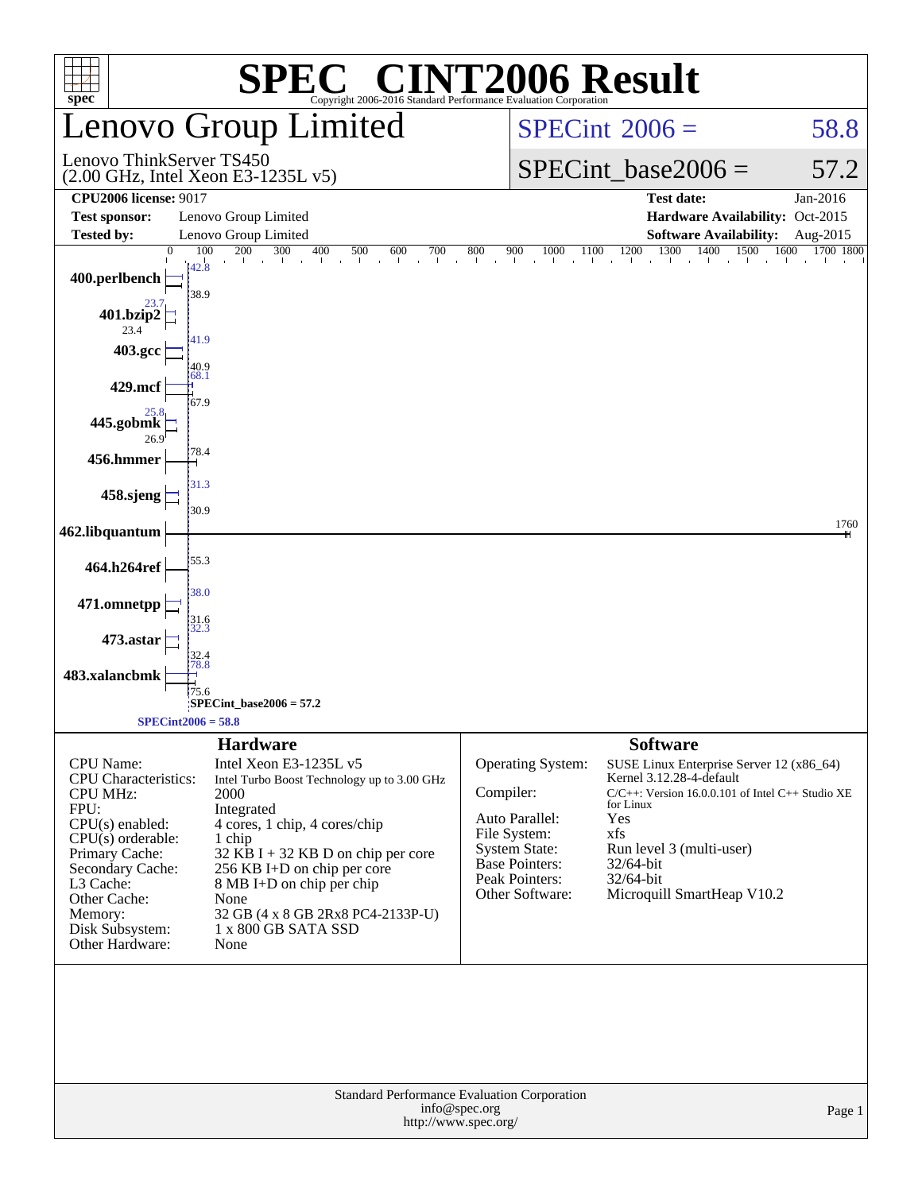# SPEC® CINT2006 Result

Copyright 2006-2016 Standard Performance Evaluation Corporation

## Lenovo Group Limited

Lenovo ThinkServer TS450
(2.00 GHz, Intel Xeon E3-1235L v5)

SPECint 2006 = 58.8

SPECint_base2006 = 57.2

**CPU2006 license:** 9017
**Test sponsor:** Lenovo Group Limited
**Tested by:** Lenovo Group Limited

**Test date:** Jan-2016
**Hardware Availability:** Oct-2015
**Software Availability:** Aug-2015

| Benchmark | Peak | Base |
|---|---|---|
| 400.perlbench | 42.8 | 38.9 |
| 401.bzip2 | 23.7 | 23.4 |
| 403.gcc | 41.9 | 40.9 |
| 429.mcf | 68.1 | 67.9 |
| 445.gobmk | 25.8 | 26.9 |
| 456.hmmer | | 78.4 |
| 458.sjeng | 31.3 | 30.9 |
| 462.libquantum | | 1760 |
| 464.h264ref | | 55.3 |
| 471.omnetpp | 38.0 | 31.6 |
| 473.astar | 32.3 | 32.4 |
| 483.xalancbmk | 78.8 | 75.6 |

SPECint_base2006 = 57.2

SPECint2006 = 58.8

### Hardware

| | |
|---|---|
| CPU Name: | Intel Xeon E3-1235L v5 |
| CPU Characteristics: | Intel Turbo Boost Technology up to 3.00 GHz |
| CPU MHz: | 2000 |
| FPU: | Integrated |
| CPU(s) enabled: | 4 cores, 1 chip, 4 cores/chip |
| CPU(s) orderable: | 1 chip |
| Primary Cache: | 32 KB I + 32 KB D on chip per core |
| Secondary Cache: | 256 KB I+D on chip per core |
| L3 Cache: | 8 MB I+D on chip per chip |
| Other Cache: | None |
| Memory: | 32 GB (4 x 8 GB 2Rx8 PC4-2133P-U) |
| Disk Subsystem: | 1 x 800 GB SATA SSD |
| Other Hardware: | None |

### Software

| | |
|---|---|
| Operating System: | SUSE Linux Enterprise Server 12 (x86_64) Kernel 3.12.28-4-default |
| Compiler: | C/C++: Version 16.0.0.101 of Intel C++ Studio XE for Linux |
| Auto Parallel: | Yes |
| File System: | xfs |
| System State: | Run level 3 (multi-user) |
| Base Pointers: | 32/64-bit |
| Peak Pointers: | 32/64-bit |
| Other Software: | Microquill SmartHeap V10.2 |

Standard Performance Evaluation Corporation
info@spec.org
http://www.spec.org/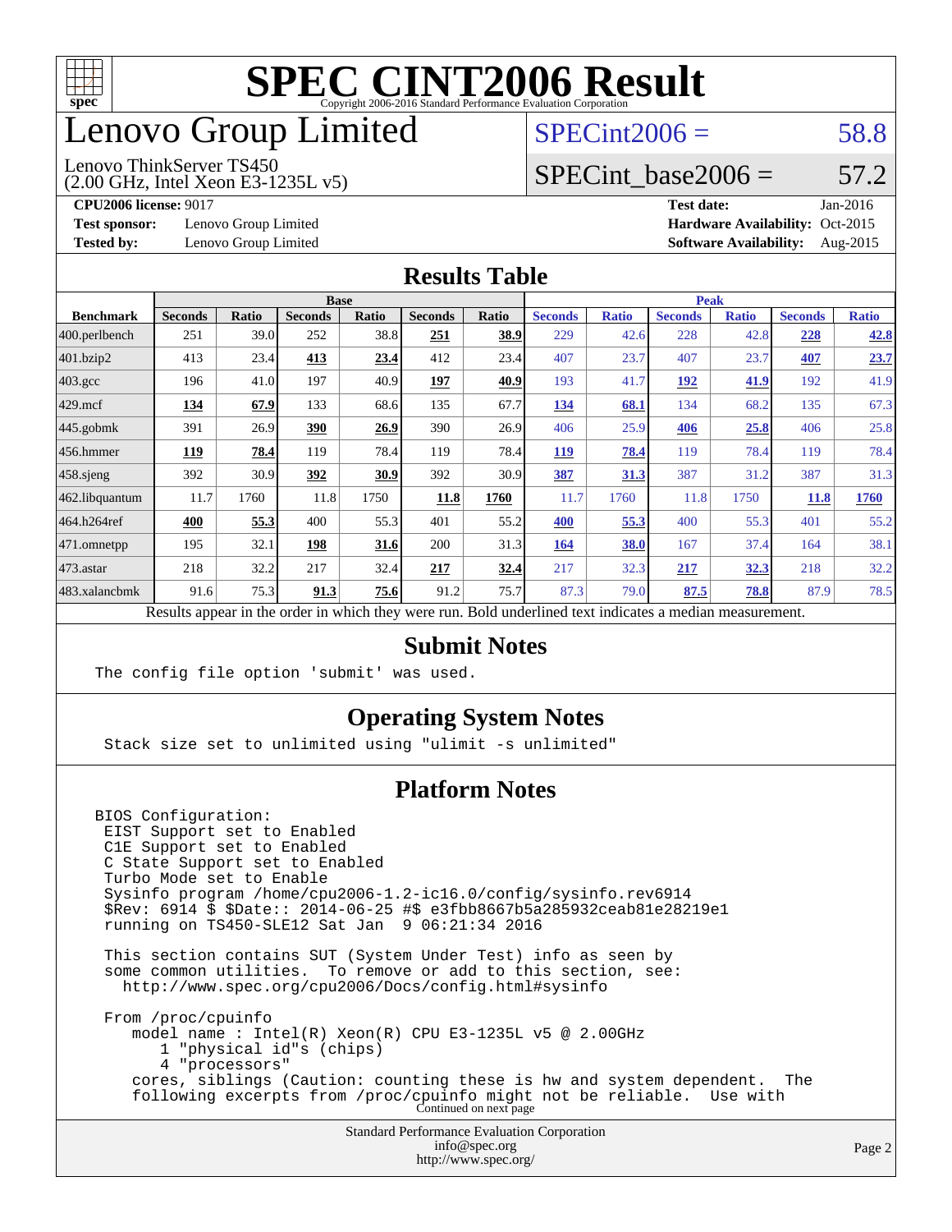# SPEC CINT2006 Result

Copyright 2006-2016 Standard Performance Evaluation Corporation

# Lenovo Group Limited

Lenovo ThinkServer TS450
(2.00 GHz, Intel Xeon E3-1235L v5)

SPECint2006 = 58.8

SPECint_base2006 = 57.2

**CPU2006 license:** 9017
**Test sponsor:** Lenovo Group Limited
**Tested by:** Lenovo Group Limited

**Test date:** Jan-2016
**Hardware Availability:** Oct-2015
**Software Availability:** Aug-2015

## Results Table

| Benchmark | Base | | | | | | Peak | | | | | |
|---|---|---|---|---|---|---|---|---|---|---|---|---|
| | Seconds | Ratio | Seconds | Ratio | Seconds | Ratio | Seconds | Ratio | Seconds | Ratio | Seconds | Ratio |
| 400.perlbench | 251 | 39.0 | 252 | 38.8 | **251** | **38.9** | 229 | 42.6 | 228 | 42.8 | **228** | **42.8** |
| 401.bzip2 | 413 | 23.4 | **413** | **23.4** | 412 | 23.4 | 407 | 23.7 | 407 | 23.7 | **407** | **23.7** |
| 403.gcc | 196 | 41.0 | 197 | 40.9 | **197** | **40.9** | 193 | 41.7 | **192** | **41.9** | 192 | 41.9 |
| 429.mcf | **134** | **67.9** | 133 | 68.6 | 135 | 67.7 | **134** | **68.1** | 134 | 68.2 | 135 | 67.3 |
| 445.gobmk | 391 | 26.9 | **390** | **26.9** | 390 | 26.9 | 406 | 25.9 | **406** | **25.8** | 406 | 25.8 |
| 456.hmmer | **119** | **78.4** | 119 | 78.4 | 119 | 78.4 | **119** | **78.4** | 119 | 78.4 | 119 | 78.4 |
| 458.sjeng | 392 | 30.9 | **392** | **30.9** | 392 | 30.9 | **387** | **31.3** | 387 | 31.2 | 387 | 31.3 |
| 462.libquantum | 11.7 | 1760 | 11.8 | 1750 | **11.8** | **1760** | 11.7 | 1760 | 11.8 | 1750 | **11.8** | **1760** |
| 464.h264ref | **400** | **55.3** | 400 | 55.3 | 401 | 55.2 | **400** | **55.3** | 400 | 55.3 | 401 | 55.2 |
| 471.omnetpp | 195 | 32.1 | **198** | **31.6** | 200 | 31.3 | **164** | **38.0** | 167 | 37.4 | 164 | 38.1 |
| 473.astar | 218 | 32.2 | 217 | 32.4 | **217** | **32.4** | 217 | 32.3 | **217** | **32.3** | 218 | 32.2 |
| 483.xalancbmk | 91.6 | 75.3 | **91.3** | **75.6** | 91.2 | 75.7 | 87.3 | 79.0 | **87.5** | **78.8** | 87.9 | 78.5 |

Results appear in the order in which they were run. Bold underlined text indicates a median measurement.

## Submit Notes

```
The config file option 'submit' was used.
```

## Operating System Notes

```
Stack size set to unlimited using "ulimit -s unlimited"
```

## Platform Notes

```
BIOS Configuration:
 EIST Support set to Enabled
 C1E Support set to Enabled
 C State Support set to Enabled
 Turbo Mode set to Enable
 Sysinfo program /home/cpu2006-1.2-ic16.0/config/sysinfo.rev6914
 $Rev: 6914 $ $Date:: 2014-06-25 #$ e3fbb8667b5a285932ceab81e28219e1
 running on TS450-SLE12 Sat Jan  9 06:21:34 2016

 This section contains SUT (System Under Test) info as seen by
 some common utilities.  To remove or add to this section, see:
   http://www.spec.org/cpu2006/Docs/config.html#sysinfo

 From /proc/cpuinfo
    model name : Intel(R) Xeon(R) CPU E3-1235L v5 @ 2.00GHz
       1 "physical id"s (chips)
       4 "processors"
    cores, siblings (Caution: counting these is hw and system dependent.  The
    following excerpts from /proc/cpuinfo might not be reliable.  Use with
```

Continued on next page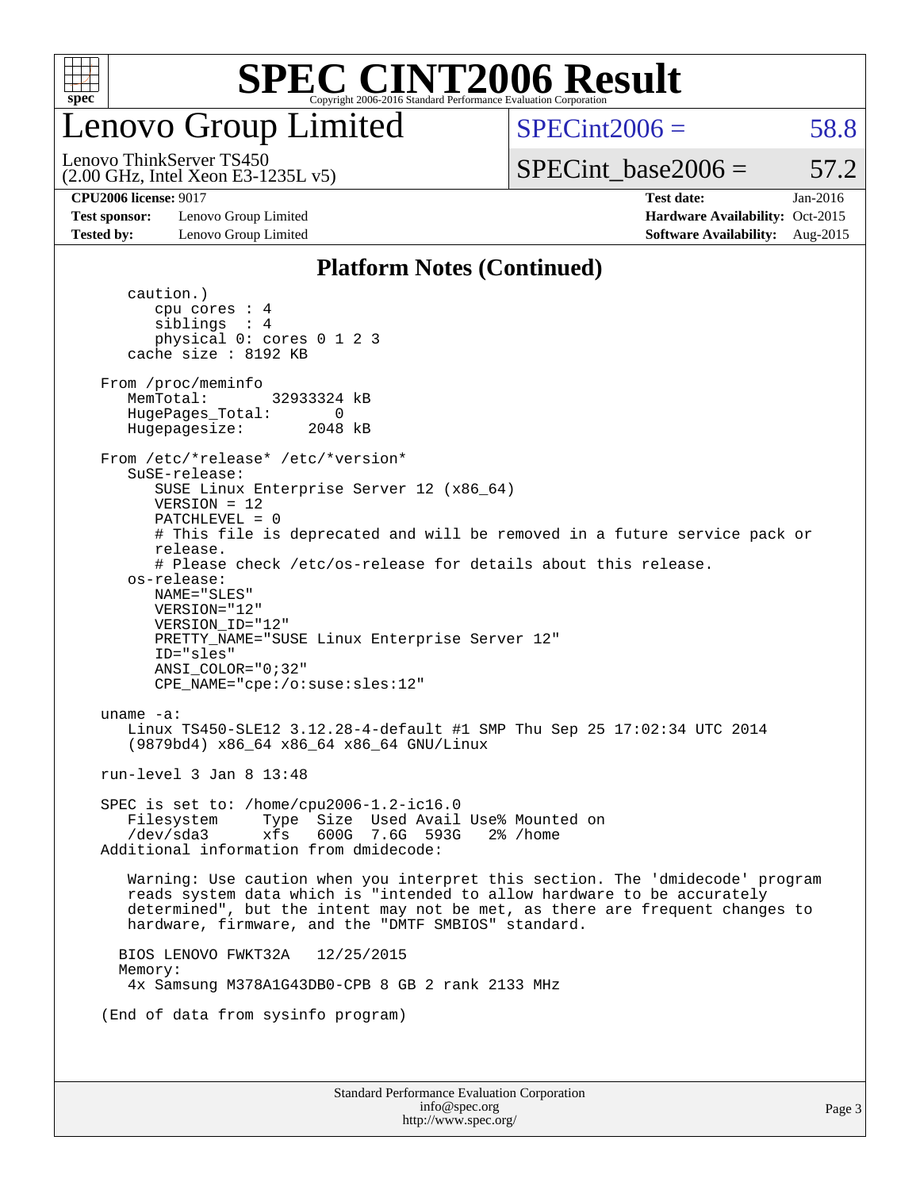# SPEC CINT2006 Result

## Lenovo Group Limited

Lenovo ThinkServer TS450
(2.00 GHz, Intel Xeon E3-1235L v5)

SPECint2006 = 58.8

SPECint_base2006 = 57.2

**CPU2006 license:** 9017
**Test sponsor:** Lenovo Group Limited
**Tested by:** Lenovo Group Limited
**Test date:** Jan-2016
**Hardware Availability:** Oct-2015
**Software Availability:** Aug-2015

### Platform Notes (Continued)

```
      caution.)
         cpu cores : 4
         siblings  : 4
         physical 0: cores 0 1 2 3
      cache size : 8192 KB

   From /proc/meminfo
      MemTotal:       32933324 kB
      HugePages_Total:       0
      Hugepagesize:       2048 kB

   From /etc/*release* /etc/*version*
      SuSE-release:
         SUSE Linux Enterprise Server 12 (x86_64)
         VERSION = 12
         PATCHLEVEL = 0
         # This file is deprecated and will be removed in a future service pack or
         release.
         # Please check /etc/os-release for details about this release.
      os-release:
         NAME="SLES"
         VERSION="12"
         VERSION_ID="12"
         PRETTY_NAME="SUSE Linux Enterprise Server 12"
         ID="sles"
         ANSI_COLOR="0;32"
         CPE_NAME="cpe:/o:suse:sles:12"

   uname -a:
      Linux TS450-SLE12 3.12.28-4-default #1 SMP Thu Sep 25 17:02:34 UTC 2014
      (9879bd4) x86_64 x86_64 x86_64 GNU/Linux

   run-level 3 Jan 8 13:48

   SPEC is set to: /home/cpu2006-1.2-ic16.0
      Filesystem     Type  Size  Used Avail Use% Mounted on
      /dev/sda3      xfs   600G  7.6G  593G   2% /home
   Additional information from dmidecode:

      Warning: Use caution when you interpret this section. The 'dmidecode' program
      reads system data which is "intended to allow hardware to be accurately
      determined", but the intent may not be met, as there are frequent changes to
      hardware, firmware, and the "DMTF SMBIOS" standard.

     BIOS LENOVO FWKT32A   12/25/2015
     Memory:
      4x Samsung M378A1G43DB0-CPB 8 GB 2 rank 2133 MHz

   (End of data from sysinfo program)
```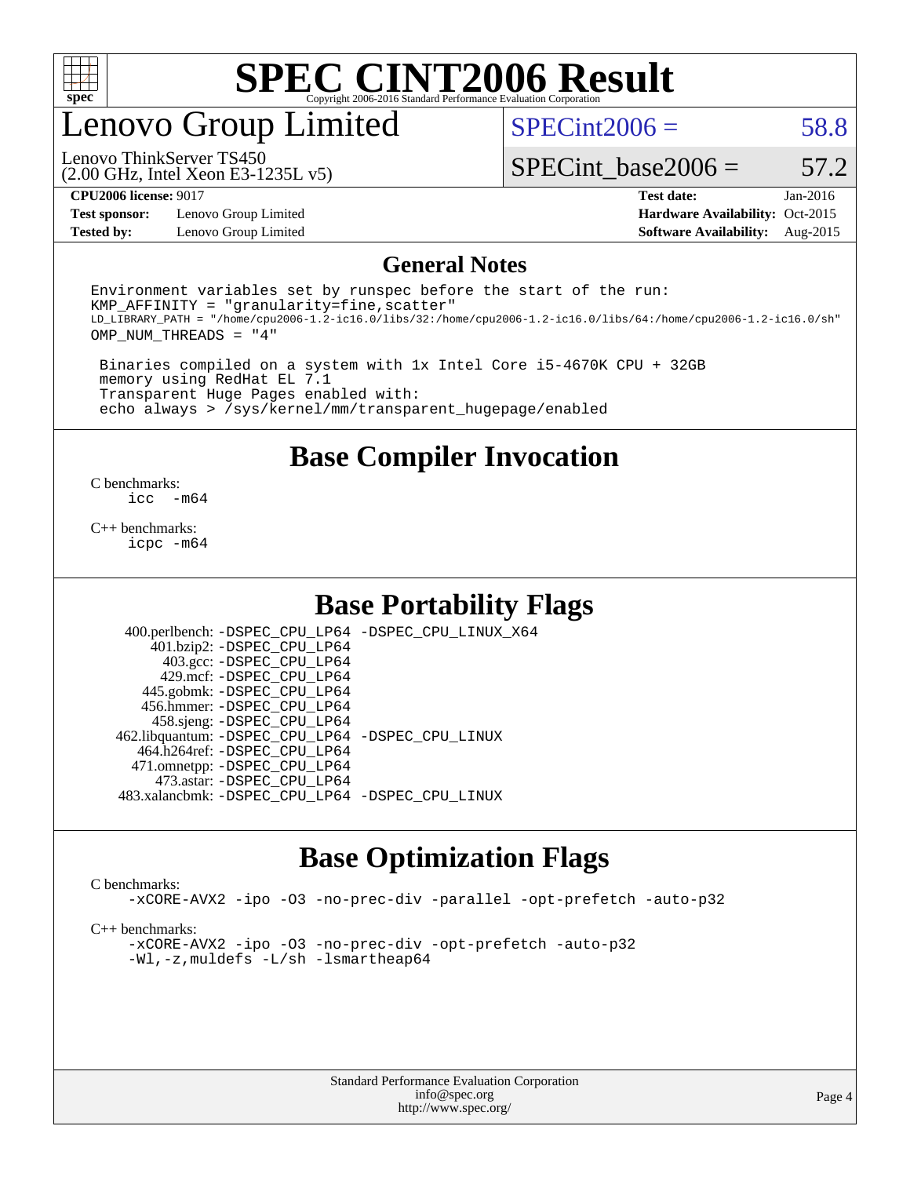# SPEC CINT2006 Result

Copyright 2006-2016 Standard Performance Evaluation Corporation

## Lenovo Group Limited

Lenovo ThinkServer TS450
(2.00 GHz, Intel Xeon E3-1235L v5)

SPECint2006 = 58.8

SPECint_base2006 = 57.2

**CPU2006 license:** 9017
**Test sponsor:** Lenovo Group Limited
**Tested by:** Lenovo Group Limited

**Test date:** Jan-2016
**Hardware Availability:** Oct-2015
**Software Availability:** Aug-2015

## General Notes

```
Environment variables set by runspec before the start of the run:
KMP_AFFINITY = "granularity=fine,scatter"
LD_LIBRARY_PATH = "/home/cpu2006-1.2-ic16.0/libs/32:/home/cpu2006-1.2-ic16.0/libs/64:/home/cpu2006-1.2-ic16.0/sh"
OMP_NUM_THREADS = "4"

 Binaries compiled on a system with 1x Intel Core i5-4670K CPU + 32GB
 memory using RedHat EL 7.1
 Transparent Huge Pages enabled with:
 echo always > /sys/kernel/mm/transparent_hugepage/enabled
```

## Base Compiler Invocation

C benchmarks:
```
icc  -m64
```

C++ benchmarks:
```
icpc -m64
```

## Base Portability Flags

| Benchmark | Flags |
|---|---|
| 400.perlbench: | -DSPEC_CPU_LP64 -DSPEC_CPU_LINUX_X64 |
| 401.bzip2: | -DSPEC_CPU_LP64 |
| 403.gcc: | -DSPEC_CPU_LP64 |
| 429.mcf: | -DSPEC_CPU_LP64 |
| 445.gobmk: | -DSPEC_CPU_LP64 |
| 456.hmmer: | -DSPEC_CPU_LP64 |
| 458.sjeng: | -DSPEC_CPU_LP64 |
| 462.libquantum: | -DSPEC_CPU_LP64 -DSPEC_CPU_LINUX |
| 464.h264ref: | -DSPEC_CPU_LP64 |
| 471.omnetpp: | -DSPEC_CPU_LP64 |
| 473.astar: | -DSPEC_CPU_LP64 |
| 483.xalancbmk: | -DSPEC_CPU_LP64 -DSPEC_CPU_LINUX |

## Base Optimization Flags

C benchmarks:
```
-xCORE-AVX2 -ipo -O3 -no-prec-div -parallel -opt-prefetch -auto-p32
```

C++ benchmarks:
```
-xCORE-AVX2 -ipo -O3 -no-prec-div -opt-prefetch -auto-p32
-Wl,-z,muldefs -L/sh -lsmartheap64
```

Standard Performance Evaluation Corporation
info@spec.org
http://www.spec.org/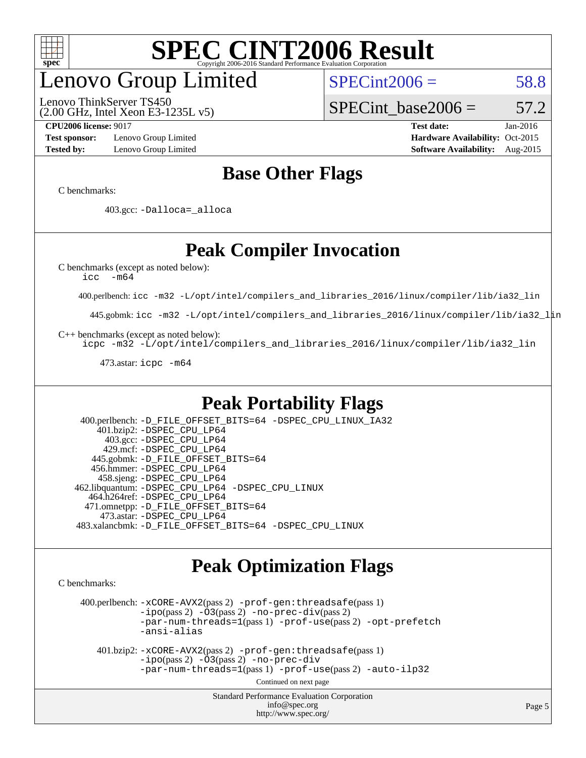# Base Other Flags

C benchmarks:

403.gcc: -Dalloca=_alloca

# Peak Compiler Invocation

C benchmarks (except as noted below):
icc -m64

400.perlbench: icc -m32 -L/opt/intel/compilers_and_libraries_2016/linux/compiler/lib/ia32_lin

445.gobmk: icc -m32 -L/opt/intel/compilers_and_libraries_2016/linux/compiler/lib/ia32_lin

C++ benchmarks (except as noted below):
icpc -m32 -L/opt/intel/compilers_and_libraries_2016/linux/compiler/lib/ia32_lin

473.astar: icpc -m64

# Peak Portability Flags

400.perlbench: -D_FILE_OFFSET_BITS=64 -DSPEC_CPU_LINUX_IA32
401.bzip2: -DSPEC_CPU_LP64
403.gcc: -DSPEC_CPU_LP64
429.mcf: -DSPEC_CPU_LP64
445.gobmk: -D_FILE_OFFSET_BITS=64
456.hmmer: -DSPEC_CPU_LP64
458.sjeng: -DSPEC_CPU_LP64
462.libquantum: -DSPEC_CPU_LP64 -DSPEC_CPU_LINUX
464.h264ref: -DSPEC_CPU_LP64
471.omnetpp: -D_FILE_OFFSET_BITS=64
473.astar: -DSPEC_CPU_LP64
483.xalancbmk: -D_FILE_OFFSET_BITS=64 -DSPEC_CPU_LINUX

# Peak Optimization Flags

C benchmarks:

400.perlbench: -xCORE-AVX2(pass 2) -prof-gen:threadsafe(pass 1) -ipo(pass 2) -O3(pass 2) -no-prec-div(pass 2) -par-num-threads=1(pass 1) -prof-use(pass 2) -opt-prefetch -ansi-alias

401.bzip2: -xCORE-AVX2(pass 2) -prof-gen:threadsafe(pass 1) -ipo(pass 2) -O3(pass 2) -no-prec-div -par-num-threads=1(pass 1) -prof-use(pass 2) -auto-ilp32

Continued on next page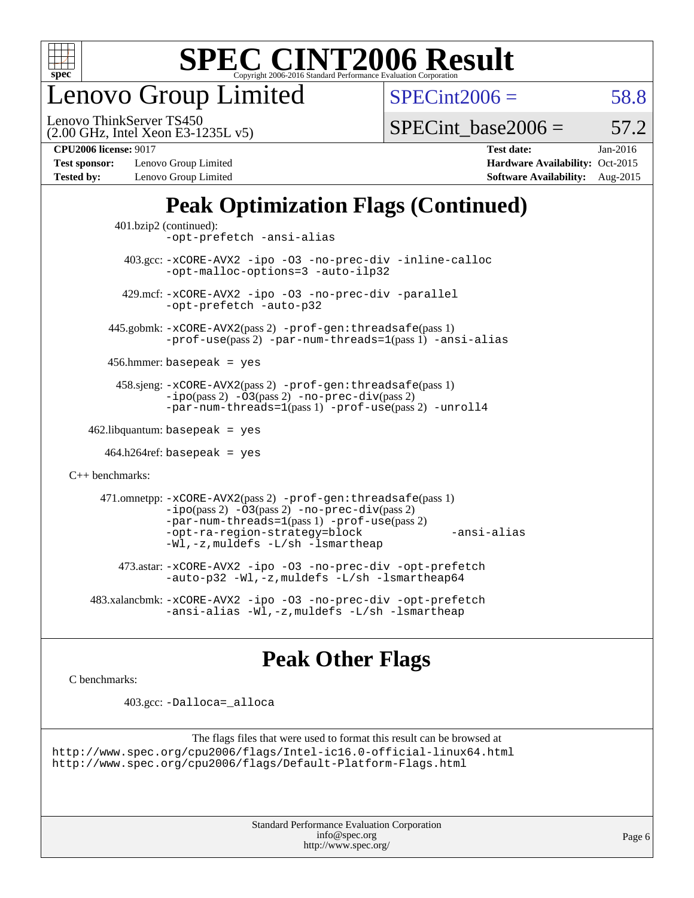# SPEC CINT2006 Result

Copyright 2006-2016 Standard Performance Evaluation Corporation

## Lenovo Group Limited

Lenovo ThinkServer TS450
(2.00 GHz, Intel Xeon E3-1235L v5)

SPECint2006 = 58.8

SPECint_base2006 = 57.2

**CPU2006 license:** 9017
**Test sponsor:** Lenovo Group Limited
**Tested by:** Lenovo Group Limited
**Test date:** Jan-2016
**Hardware Availability:** Oct-2015
**Software Availability:** Aug-2015

## Peak Optimization Flags (Continued)

401.bzip2 (continued):
-opt-prefetch -ansi-alias

403.gcc: -xCORE-AVX2 -ipo -O3 -no-prec-div -inline-calloc -opt-malloc-options=3 -auto-ilp32

429.mcf: -xCORE-AVX2 -ipo -O3 -no-prec-div -parallel -opt-prefetch -auto-p32

445.gobmk: -xCORE-AVX2(pass 2) -prof-gen:threadsafe(pass 1) -prof-use(pass 2) -par-num-threads=1(pass 1) -ansi-alias

456.hmmer: basepeak = yes

458.sjeng: -xCORE-AVX2(pass 2) -prof-gen:threadsafe(pass 1) -ipo(pass 2) -O3(pass 2) -no-prec-div(pass 2) -par-num-threads=1(pass 1) -prof-use(pass 2) -unroll4

462.libquantum: basepeak = yes

464.h264ref: basepeak = yes

C++ benchmarks:

471.omnetpp: -xCORE-AVX2(pass 2) -prof-gen:threadsafe(pass 1) -ipo(pass 2) -O3(pass 2) -no-prec-div(pass 2) -par-num-threads=1(pass 1) -prof-use(pass 2) -opt-ra-region-strategy=block -ansi-alias -Wl,-z,muldefs -L/sh -lsmartheap

473.astar: -xCORE-AVX2 -ipo -O3 -no-prec-div -opt-prefetch -auto-p32 -Wl,-z,muldefs -L/sh -lsmartheap64

483.xalancbmk: -xCORE-AVX2 -ipo -O3 -no-prec-div -opt-prefetch -ansi-alias -Wl,-z,muldefs -L/sh -lsmartheap

## Peak Other Flags

C benchmarks:

403.gcc: -Dalloca=_alloca

The flags files that were used to format this result can be browsed at
http://www.spec.org/cpu2006/flags/Intel-ic16.0-official-linux64.html
http://www.spec.org/cpu2006/flags/Default-Platform-Flags.html

Standard Performance Evaluation Corporation
info@spec.org
http://www.spec.org/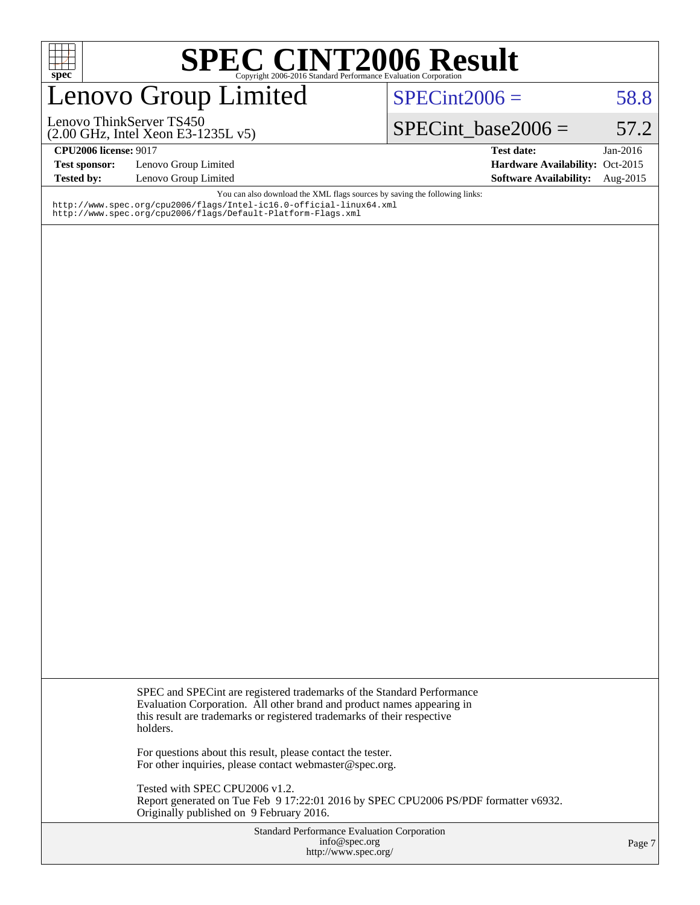# SPEC CINT2006 Result

Copyright 2006-2016 Standard Performance Evaluation Corporation

## Lenovo Group Limited

Lenovo ThinkServer TS450
(2.00 GHz, Intel Xeon E3-1235L v5)

SPECint2006 = 58.8

SPECint_base2006 = 57.2

**CPU2006 license:** 9017
**Test sponsor:** Lenovo Group Limited
**Tested by:** Lenovo Group Limited

**Test date:** Jan-2016
**Hardware Availability:** Oct-2015
**Software Availability:** Aug-2015

You can also download the XML flags sources by saving the following links:

```
http://www.spec.org/cpu2006/flags/Intel-ic16.0-official-linux64.xml
http://www.spec.org/cpu2006/flags/Default-Platform-Flags.xml
```

SPEC and SPECint are registered trademarks of the Standard Performance Evaluation Corporation. All other brand and product names appearing in this result are trademarks or registered trademarks of their respective holders.

For questions about this result, please contact the tester.
For other inquiries, please contact webmaster@spec.org.

Tested with SPEC CPU2006 v1.2.
Report generated on Tue Feb 9 17:22:01 2016 by SPEC CPU2006 PS/PDF formatter v6932.
Originally published on 9 February 2016.

Standard Performance Evaluation Corporation
info@spec.org
http://www.spec.org/